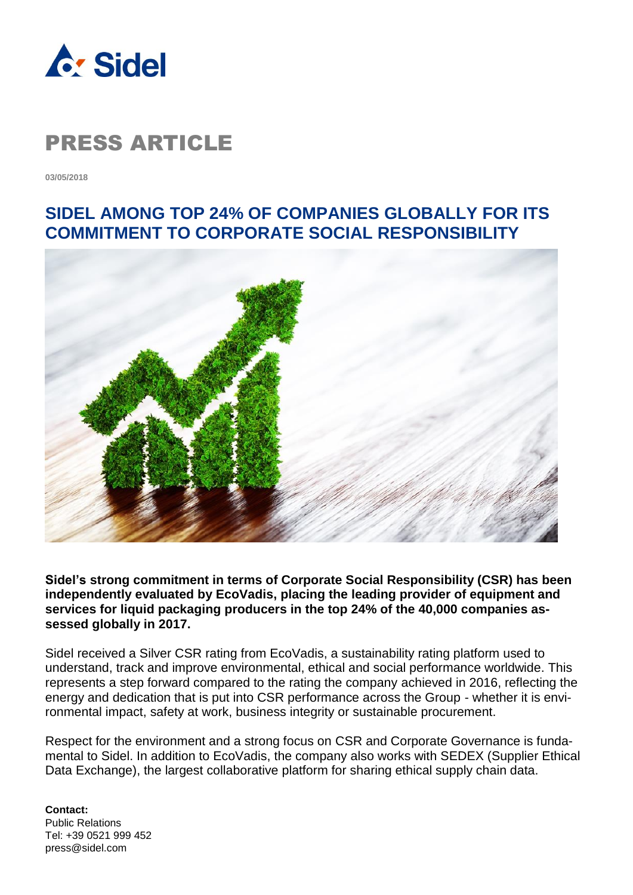# PRESS ARTICLE

03/05/2018

## SIDEL AMONG TOP 24% OF COMPANIES GLOBALLY FOR ITS COMMITMENT TO CORPORATE SOCIAL RESPONSIBILITY

**Sidel's strong commitment in terms of Corporate Social Responsibility (CSR) has been independently evaluated by EcoVadis, placing the leading provider of equipment and services for liquid packaging producers in the top 24% of the 40,000 companies assessed globally in 2017.**

Sidel received a Silver CSR rating from EcoVadis, a sustainability rating platform used to understand, track and improve environmental, ethical and social performance worldwide. This represents a step forward compared to the rating the company achieved in 2016, reflecting the energy and dedication that is put into CSR performance across the Group - whether it is environmental impact, safety at work, business integrity or sustainable procurement.

Respect for the environment and a strong focus on CSR and Corporate Governance is fundamental to Sidel. In addition to EcoVadis, the company also works with SEDEX (Supplier Ethical Data Exchange), the largest collaborative platform for sharing ethical supply chain data.

**Contact:**
Public Relations
Tel: +39 0521 999 452
press@sidel.com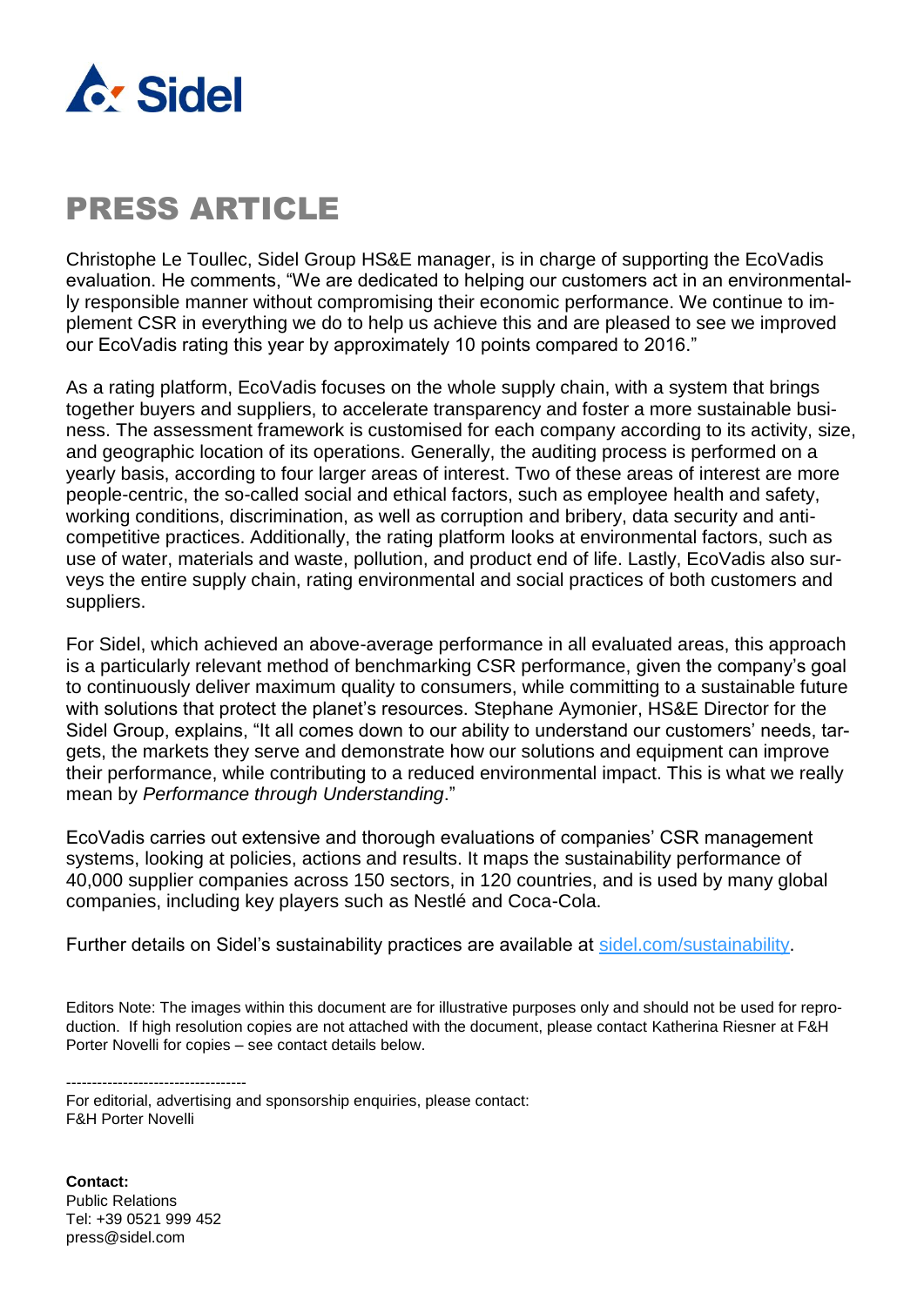# PRESS ARTICLE

Christophe Le Toullec, Sidel Group HS&E manager, is in charge of supporting the EcoVadis evaluation. He comments, "We are dedicated to helping our customers act in an environmentally responsible manner without compromising their economic performance. We continue to implement CSR in everything we do to help us achieve this and are pleased to see we improved our EcoVadis rating this year by approximately 10 points compared to 2016."

As a rating platform, EcoVadis focuses on the whole supply chain, with a system that brings together buyers and suppliers, to accelerate transparency and foster a more sustainable business. The assessment framework is customised for each company according to its activity, size, and geographic location of its operations. Generally, the auditing process is performed on a yearly basis, according to four larger areas of interest. Two of these areas of interest are more people-centric, the so-called social and ethical factors, such as employee health and safety, working conditions, discrimination, as well as corruption and bribery, data security and anti-competitive practices. Additionally, the rating platform looks at environmental factors, such as use of water, materials and waste, pollution, and product end of life. Lastly, EcoVadis also surveys the entire supply chain, rating environmental and social practices of both customers and suppliers.

For Sidel, which achieved an above-average performance in all evaluated areas, this approach is a particularly relevant method of benchmarking CSR performance, given the company's goal to continuously deliver maximum quality to consumers, while committing to a sustainable future with solutions that protect the planet's resources. Stephane Aymonier, HS&E Director for the Sidel Group, explains, "It all comes down to our ability to understand our customers' needs, targets, the markets they serve and demonstrate how our solutions and equipment can improve their performance, while contributing to a reduced environmental impact. This is what we really mean by *Performance through Understanding*."

EcoVadis carries out extensive and thorough evaluations of companies' CSR management systems, looking at policies, actions and results. It maps the sustainability performance of 40,000 supplier companies across 150 sectors, in 120 countries, and is used by many global companies, including key players such as Nestlé and Coca-Cola.

Further details on Sidel's sustainability practices are available at [sidel.com/sustainability](sidel.com/sustainability).

Editors Note: The images within this document are for illustrative purposes only and should not be used for reproduction. If high resolution copies are not attached with the document, please contact Katherina Riesner at F&H Porter Novelli for copies – see contact details below.

-----------------------------------

For editorial, advertising and sponsorship enquiries, please contact:
F&H Porter Novelli

**Contact:**
Public Relations
Tel: +39 0521 999 452
press@sidel.com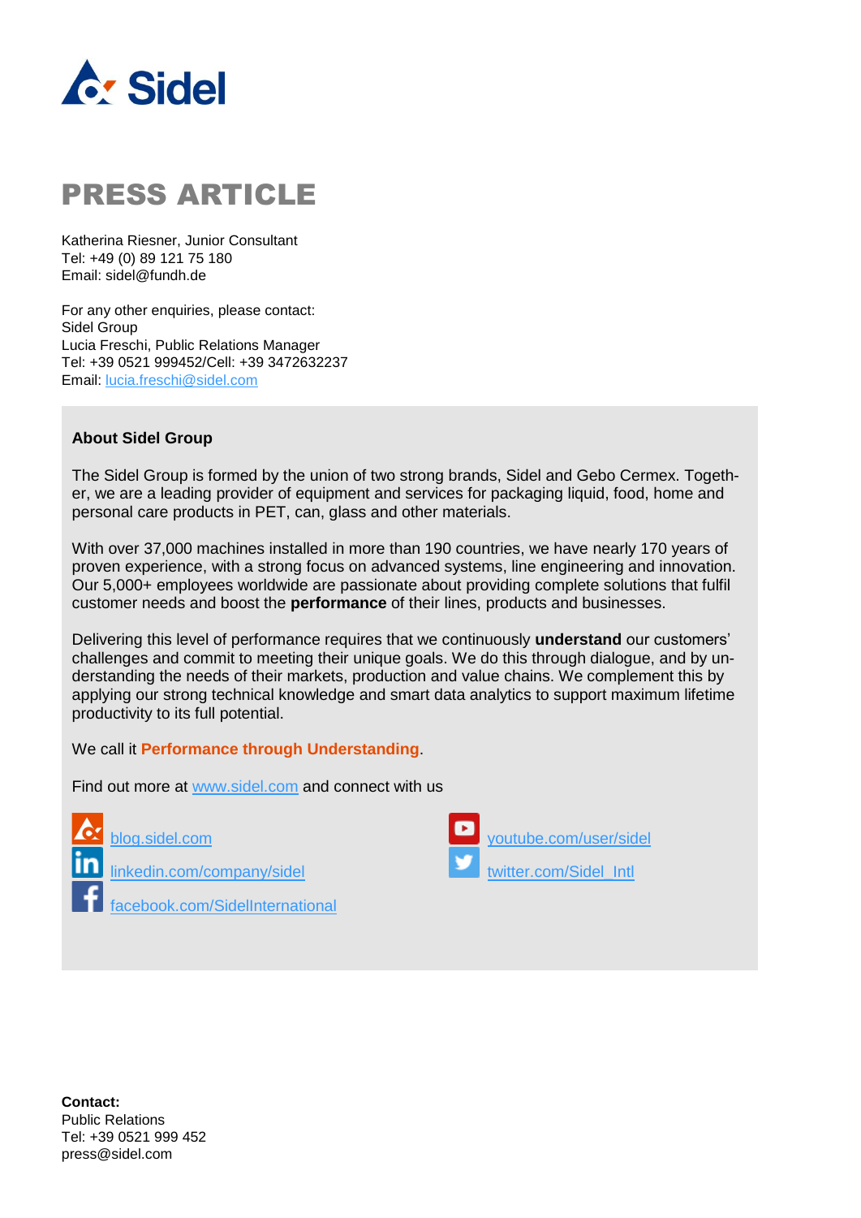# PRESS ARTICLE

Katherina Riesner, Junior Consultant
Tel: +49 (0) 89 121 75 180
Email: sidel@fundh.de

For any other enquiries, please contact:
Sidel Group
Lucia Freschi, Public Relations Manager
Tel: +39 0521 999452/Cell: +39 3472632237
Email: lucia.freschi@sidel.com

**About Sidel Group**

The Sidel Group is formed by the union of two strong brands, Sidel and Gebo Cermex. Together, we are a leading provider of equipment and services for packaging liquid, food, home and personal care products in PET, can, glass and other materials.

With over 37,000 machines installed in more than 190 countries, we have nearly 170 years of proven experience, with a strong focus on advanced systems, line engineering and innovation. Our 5,000+ employees worldwide are passionate about providing complete solutions that fulfil customer needs and boost the **performance** of their lines, products and businesses.

Delivering this level of performance requires that we continuously **understand** our customers' challenges and commit to meeting their unique goals. We do this through dialogue, and by understanding the needs of their markets, production and value chains. We complement this by applying our strong technical knowledge and smart data analytics to support maximum lifetime productivity to its full potential.

We call it **Performance through Understanding**.

Find out more at www.sidel.com and connect with us

- blog.sidel.com
- linkedin.com/company/sidel
- facebook.com/SidelInternational
- youtube.com/user/sidel
- twitter.com/Sidel_Intl

**Contact:**
Public Relations
Tel: +39 0521 999 452
press@sidel.com